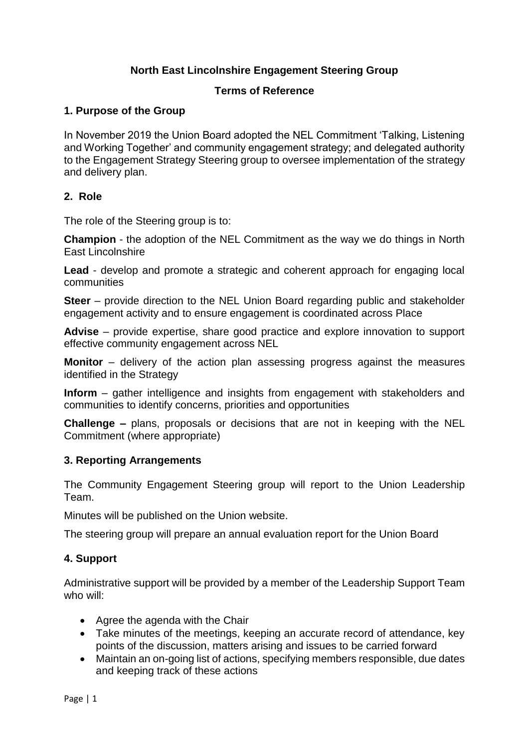# North East Lincolnshire Engagement Steering Group

## Terms of Reference

### 1. Purpose of the Group

In November 2019 the Union Board adopted the NEL Commitment 'Talking, Listening and Working Together' and community engagement strategy; and delegated authority to the Engagement Strategy Steering group to oversee implementation of the strategy and delivery plan.

### 2. Role

The role of the Steering group is to:

**Champion** - the adoption of the NEL Commitment as the way we do things in North East Lincolnshire

**Lead** - develop and promote a strategic and coherent approach for engaging local communities

**Steer** – provide direction to the NEL Union Board regarding public and stakeholder engagement activity and to ensure engagement is coordinated across Place

**Advise** – provide expertise, share good practice and explore innovation to support effective community engagement across NEL

**Monitor** – delivery of the action plan assessing progress against the measures identified in the Strategy

**Inform** – gather intelligence and insights from engagement with stakeholders and communities to identify concerns, priorities and opportunities

**Challenge –** plans, proposals or decisions that are not in keeping with the NEL Commitment (where appropriate)

### 3. Reporting Arrangements

The Community Engagement Steering group will report to the Union Leadership Team.

Minutes will be published on the Union website.

The steering group will prepare an annual evaluation report for the Union Board

### 4. Support

Administrative support will be provided by a member of the Leadership Support Team who will:

- Agree the agenda with the Chair
- Take minutes of the meetings, keeping an accurate record of attendance, key points of the discussion, matters arising and issues to be carried forward
- Maintain an on-going list of actions, specifying members responsible, due dates and keeping track of these actions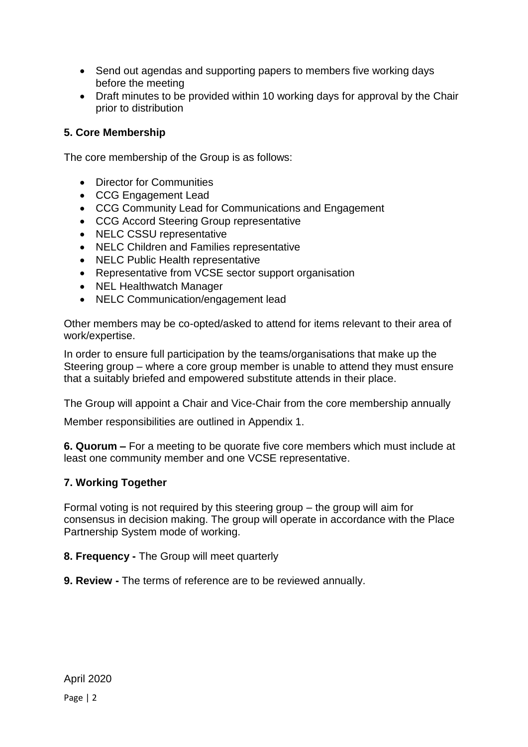- Send out agendas and supporting papers to members five working days before the meeting
- Draft minutes to be provided within 10 working days for approval by the Chair prior to distribution

### 5. Core Membership

The core membership of the Group is as follows:

- Director for Communities
- CCG Engagement Lead
- CCG Community Lead for Communications and Engagement
- CCG Accord Steering Group representative
- NELC CSSU representative
- NELC Children and Families representative
- NELC Public Health representative
- Representative from VCSE sector support organisation
- NEL Healthwatch Manager
- NELC Communication/engagement lead

Other members may be co-opted/asked to attend for items relevant to their area of work/expertise.

In order to ensure full participation by the teams/organisations that make up the Steering group – where a core group member is unable to attend they must ensure that a suitably briefed and empowered substitute attends in their place.

The Group will appoint a Chair and Vice-Chair from the core membership annually

Member responsibilities are outlined in Appendix 1.

**6. Quorum –** For a meeting to be quorate five core members which must include at least one community member and one VCSE representative.

### 7. Working Together

Formal voting is not required by this steering group – the group will aim for consensus in decision making. The group will operate in accordance with the Place Partnership System mode of working.

**8. Frequency -** The Group will meet quarterly

**9. Review -** The terms of reference are to be reviewed annually.

April 2020